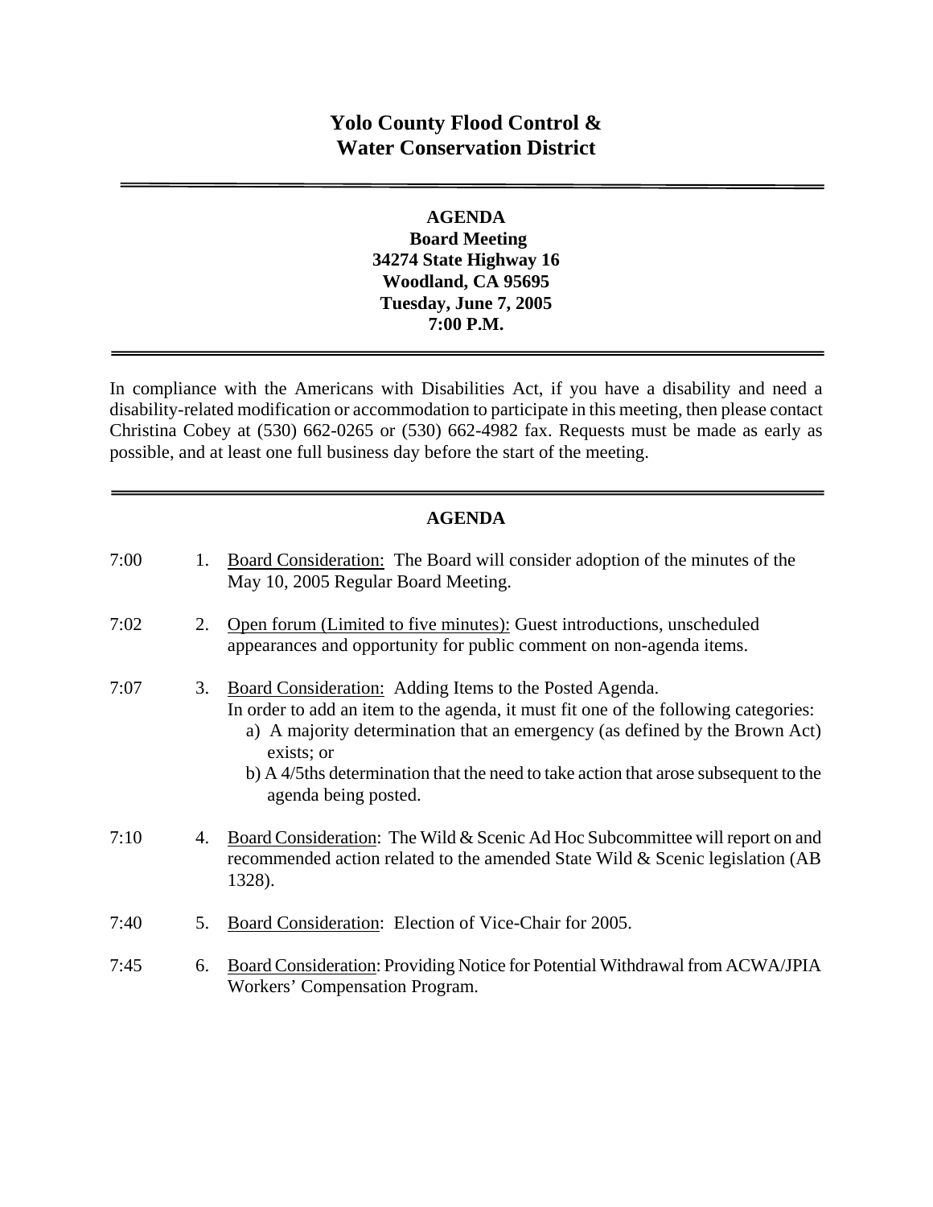# Yolo County Flood Control & Water Conservation District

**AGENDA**
**Board Meeting**
**34274 State Highway 16**
**Woodland, CA 95695**
**Tuesday, June 7, 2005**
**7:00 P.M.**

In compliance with the Americans with Disabilities Act, if you have a disability and need a disability-related modification or accommodation to participate in this meeting, then please contact Christina Cobey at (530) 662-0265 or (530) 662-4982 fax. Requests must be made as early as possible, and at least one full business day before the start of the meeting.

## AGENDA

7:00 1. Board Consideration: The Board will consider adoption of the minutes of the May 10, 2005 Regular Board Meeting.

7:02 2. Open forum (Limited to five minutes): Guest introductions, unscheduled appearances and opportunity for public comment on non-agenda items.

7:07 3. Board Consideration: Adding Items to the Posted Agenda.
In order to add an item to the agenda, it must fit one of the following categories:
   a) A majority determination that an emergency (as defined by the Brown Act) exists; or
   b) A 4/5ths determination that the need to take action that arose subsequent to the agenda being posted.

7:10 4. Board Consideration: The Wild & Scenic Ad Hoc Subcommittee will report on and recommended action related to the amended State Wild & Scenic legislation (AB 1328).

7:40 5. Board Consideration: Election of Vice-Chair for 2005.

7:45 6. Board Consideration: Providing Notice for Potential Withdrawal from ACWA/JPIA Workers' Compensation Program.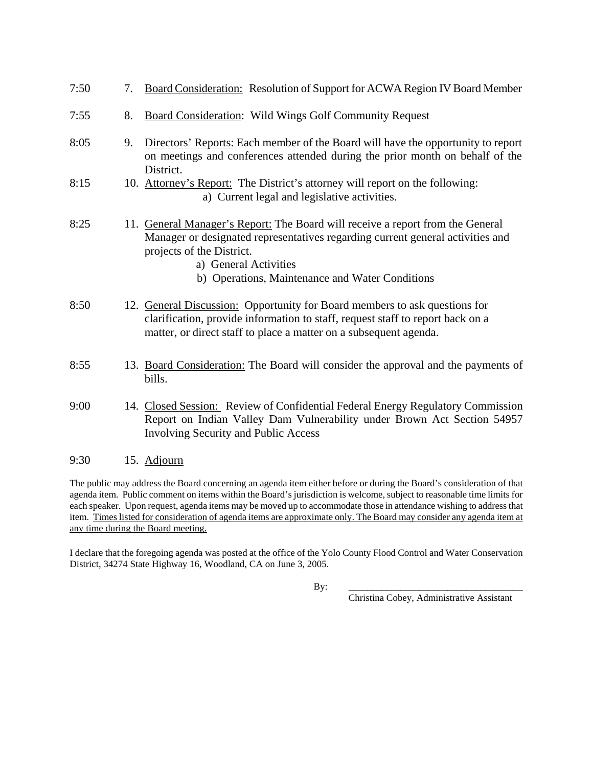7:50 7. <u>Board Consideration:</u> Resolution of Support for ACWA Region IV Board Member

7:55 8. <u>Board Consideration</u>: Wild Wings Golf Community Request

8:05 9. <u>Directors' Reports:</u> Each member of the Board will have the opportunity to report on meetings and conferences attended during the prior month on behalf of the District.

8:15 10. <u>Attorney's Report:</u> The District's attorney will report on the following:
- a) Current legal and legislative activities.

8:25 11. <u>General Manager's Report:</u> The Board will receive a report from the General Manager or designated representatives regarding current general activities and projects of the District.
- a) General Activities
- b) Operations, Maintenance and Water Conditions

8:50 12. <u>General Discussion:</u> Opportunity for Board members to ask questions for clarification, provide information to staff, request staff to report back on a matter, or direct staff to place a matter on a subsequent agenda.

8:55 13. <u>Board Consideration:</u> The Board will consider the approval and the payments of bills.

9:00 14. <u>Closed Session:</u> Review of Confidential Federal Energy Regulatory Commission Report on Indian Valley Dam Vulnerability under Brown Act Section 54957 Involving Security and Public Access

9:30 15. <u>Adjourn</u>

The public may address the Board concerning an agenda item either before or during the Board's consideration of that agenda item. Public comment on items within the Board's jurisdiction is welcome, subject to reasonable time limits for each speaker. Upon request, agenda items may be moved up to accommodate those in attendance wishing to address that item. <u>Times listed for consideration of agenda items are approximate only. The Board may consider any agenda item at any time during the Board meeting.</u>

I declare that the foregoing agenda was posted at the office of the Yolo County Flood Control and Water Conservation District, 34274 State Highway 16, Woodland, CA on June 3, 2005.

By: ____________________________________

Christina Cobey, Administrative Assistant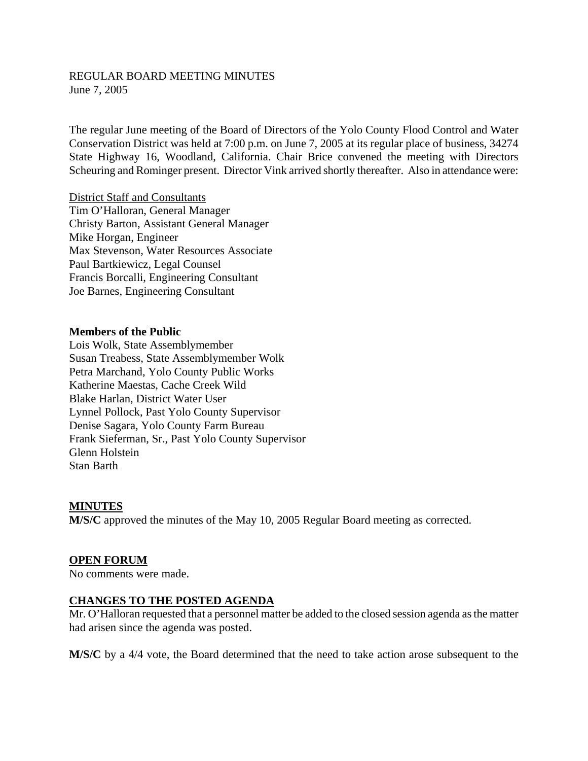REGULAR BOARD MEETING MINUTES
June 7, 2005

The regular June meeting of the Board of Directors of the Yolo County Flood Control and Water Conservation District was held at 7:00 p.m. on June 7, 2005 at its regular place of business, 34274 State Highway 16, Woodland, California. Chair Brice convened the meeting with Directors Scheuring and Rominger present. Director Vink arrived shortly thereafter. Also in attendance were:

District Staff and Consultants
Tim O'Halloran, General Manager
Christy Barton, Assistant General Manager
Mike Horgan, Engineer
Max Stevenson, Water Resources Associate
Paul Bartkiewicz, Legal Counsel
Francis Borcalli, Engineering Consultant
Joe Barnes, Engineering Consultant

**Members of the Public**
Lois Wolk, State Assemblymember
Susan Treabess, State Assemblymember Wolk
Petra Marchand, Yolo County Public Works
Katherine Maestas, Cache Creek Wild
Blake Harlan, District Water User
Lynnel Pollock, Past Yolo County Supervisor
Denise Sagara, Yolo County Farm Bureau
Frank Sieferman, Sr., Past Yolo County Supervisor
Glenn Holstein
Stan Barth

## MINUTES

**M/S/C** approved the minutes of the May 10, 2005 Regular Board meeting as corrected.

## OPEN FORUM

No comments were made.

## CHANGES TO THE POSTED AGENDA

Mr. O'Halloran requested that a personnel matter be added to the closed session agenda as the matter had arisen since the agenda was posted.

**M/S/C** by a 4/4 vote, the Board determined that the need to take action arose subsequent to the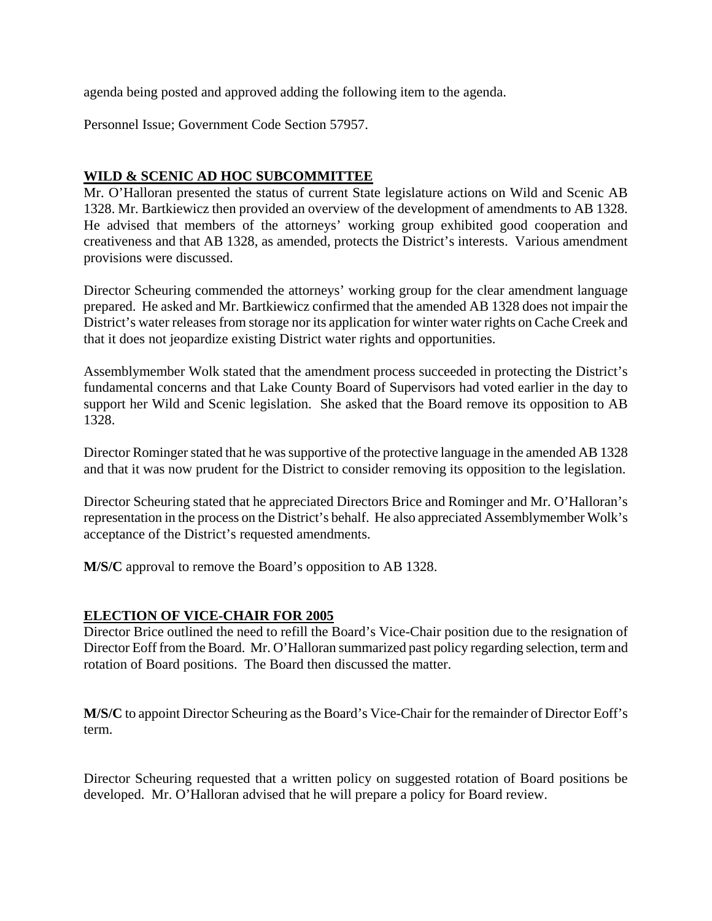agenda being posted and approved adding the following item to the agenda.

Personnel Issue; Government Code Section 57957.

## WILD & SCENIC AD HOC SUBCOMMITTEE

Mr. O'Halloran presented the status of current State legislature actions on Wild and Scenic AB 1328. Mr. Bartkiewicz then provided an overview of the development of amendments to AB 1328. He advised that members of the attorneys' working group exhibited good cooperation and creativeness and that AB 1328, as amended, protects the District's interests. Various amendment provisions were discussed.

Director Scheuring commended the attorneys' working group for the clear amendment language prepared. He asked and Mr. Bartkiewicz confirmed that the amended AB 1328 does not impair the District's water releases from storage nor its application for winter water rights on Cache Creek and that it does not jeopardize existing District water rights and opportunities.

Assemblymember Wolk stated that the amendment process succeeded in protecting the District's fundamental concerns and that Lake County Board of Supervisors had voted earlier in the day to support her Wild and Scenic legislation. She asked that the Board remove its opposition to AB 1328.

Director Rominger stated that he was supportive of the protective language in the amended AB 1328 and that it was now prudent for the District to consider removing its opposition to the legislation.

Director Scheuring stated that he appreciated Directors Brice and Rominger and Mr. O'Halloran's representation in the process on the District's behalf. He also appreciated Assemblymember Wolk's acceptance of the District's requested amendments.

**M/S/C** approval to remove the Board's opposition to AB 1328.

## ELECTION OF VICE-CHAIR FOR 2005

Director Brice outlined the need to refill the Board's Vice-Chair position due to the resignation of Director Eoff from the Board. Mr. O'Halloran summarized past policy regarding selection, term and rotation of Board positions. The Board then discussed the matter.

**M/S/C** to appoint Director Scheuring as the Board's Vice-Chair for the remainder of Director Eoff's term.

Director Scheuring requested that a written policy on suggested rotation of Board positions be developed. Mr. O'Halloran advised that he will prepare a policy for Board review.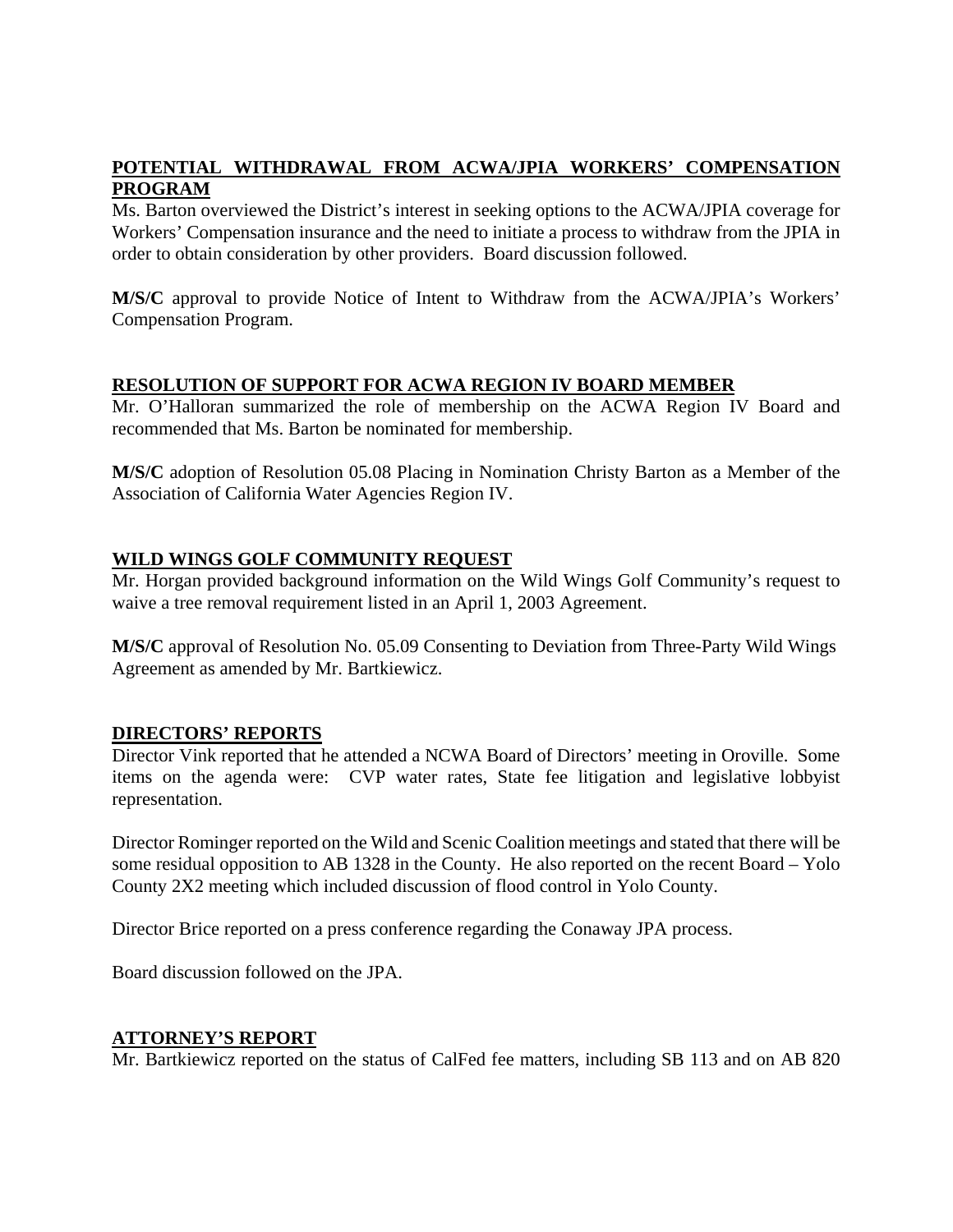**POTENTIAL WITHDRAWAL FROM ACWA/JPIA WORKERS' COMPENSATION PROGRAM**

Ms. Barton overviewed the District's interest in seeking options to the ACWA/JPIA coverage for Workers' Compensation insurance and the need to initiate a process to withdraw from the JPIA in order to obtain consideration by other providers. Board discussion followed.

**M/S/C** approval to provide Notice of Intent to Withdraw from the ACWA/JPIA's Workers' Compensation Program.

**RESOLUTION OF SUPPORT FOR ACWA REGION IV BOARD MEMBER**

Mr. O'Halloran summarized the role of membership on the ACWA Region IV Board and recommended that Ms. Barton be nominated for membership.

**M/S/C** adoption of Resolution 05.08 Placing in Nomination Christy Barton as a Member of the Association of California Water Agencies Region IV.

**WILD WINGS GOLF COMMUNITY REQUEST**

Mr. Horgan provided background information on the Wild Wings Golf Community's request to waive a tree removal requirement listed in an April 1, 2003 Agreement.

**M/S/C** approval of Resolution No. 05.09 Consenting to Deviation from Three-Party Wild Wings Agreement as amended by Mr. Bartkiewicz.

**DIRECTORS' REPORTS**

Director Vink reported that he attended a NCWA Board of Directors' meeting in Oroville. Some items on the agenda were: CVP water rates, State fee litigation and legislative lobbyist representation.

Director Rominger reported on the Wild and Scenic Coalition meetings and stated that there will be some residual opposition to AB 1328 in the County. He also reported on the recent Board – Yolo County 2X2 meeting which included discussion of flood control in Yolo County.

Director Brice reported on a press conference regarding the Conaway JPA process.

Board discussion followed on the JPA.

**ATTORNEY'S REPORT**

Mr. Bartkiewicz reported on the status of CalFed fee matters, including SB 113 and on AB 820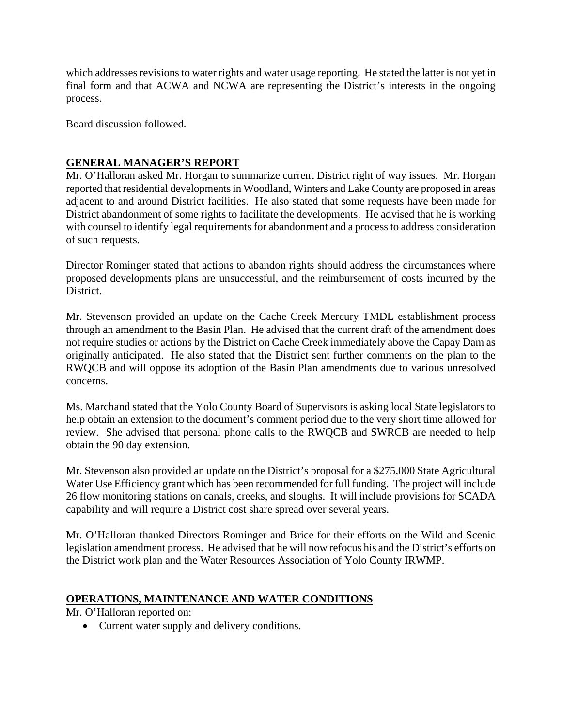which addresses revisions to water rights and water usage reporting. He stated the latter is not yet in final form and that ACWA and NCWA are representing the District's interests in the ongoing process.

Board discussion followed.

## GENERAL MANAGER'S REPORT

Mr. O'Halloran asked Mr. Horgan to summarize current District right of way issues. Mr. Horgan reported that residential developments in Woodland, Winters and Lake County are proposed in areas adjacent to and around District facilities. He also stated that some requests have been made for District abandonment of some rights to facilitate the developments. He advised that he is working with counsel to identify legal requirements for abandonment and a process to address consideration of such requests.

Director Rominger stated that actions to abandon rights should address the circumstances where proposed developments plans are unsuccessful, and the reimbursement of costs incurred by the District.

Mr. Stevenson provided an update on the Cache Creek Mercury TMDL establishment process through an amendment to the Basin Plan. He advised that the current draft of the amendment does not require studies or actions by the District on Cache Creek immediately above the Capay Dam as originally anticipated. He also stated that the District sent further comments on the plan to the RWQCB and will oppose its adoption of the Basin Plan amendments due to various unresolved concerns.

Ms. Marchand stated that the Yolo County Board of Supervisors is asking local State legislators to help obtain an extension to the document's comment period due to the very short time allowed for review. She advised that personal phone calls to the RWQCB and SWRCB are needed to help obtain the 90 day extension.

Mr. Stevenson also provided an update on the District's proposal for a $275,000 State Agricultural Water Use Efficiency grant which has been recommended for full funding. The project will include 26 flow monitoring stations on canals, creeks, and sloughs. It will include provisions for SCADA capability and will require a District cost share spread over several years.

Mr. O'Halloran thanked Directors Rominger and Brice for their efforts on the Wild and Scenic legislation amendment process. He advised that he will now refocus his and the District's efforts on the District work plan and the Water Resources Association of Yolo County IRWMP.

## OPERATIONS, MAINTENANCE AND WATER CONDITIONS

Mr. O'Halloran reported on:

- Current water supply and delivery conditions.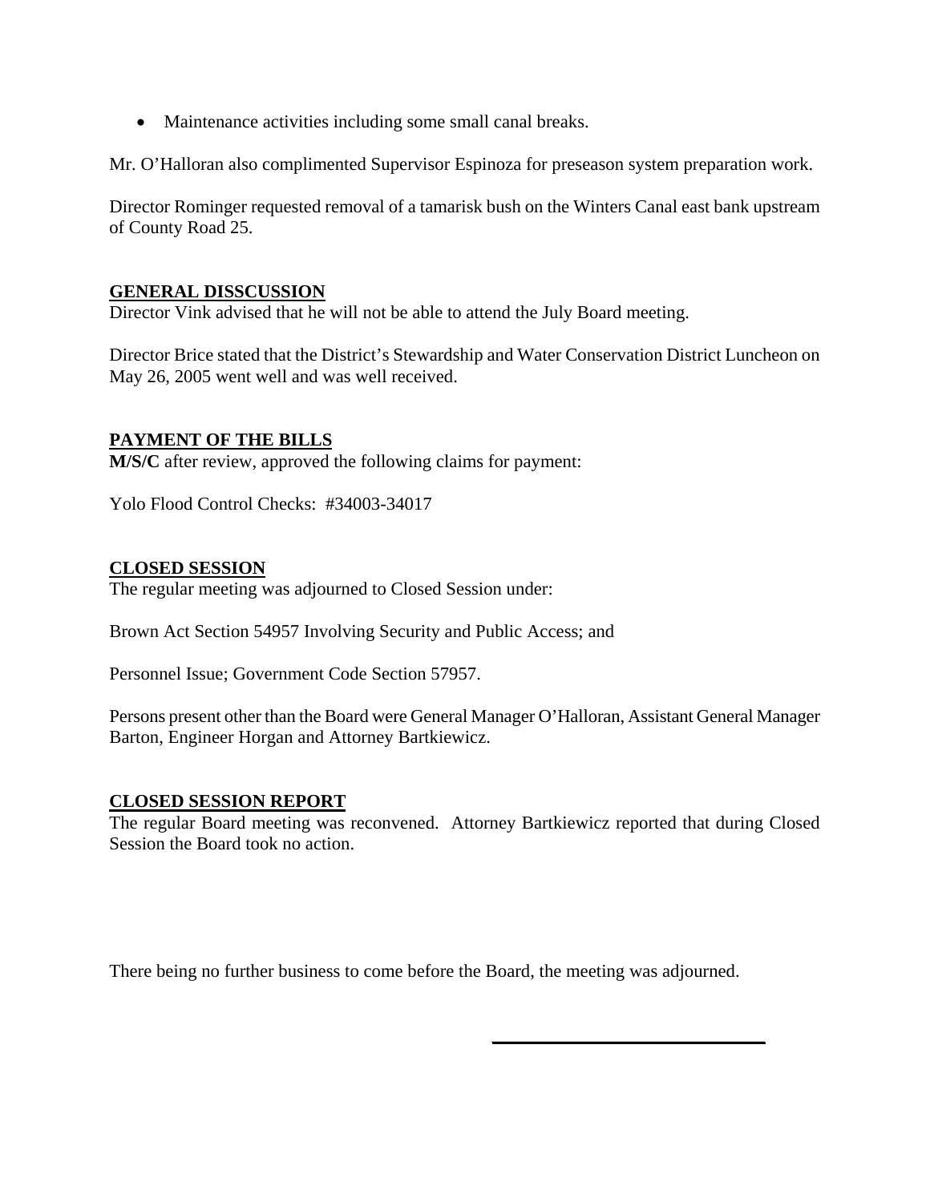- Maintenance activities including some small canal breaks.

Mr. O'Halloran also complimented Supervisor Espinoza for preseason system preparation work.

Director Rominger requested removal of a tamarisk bush on the Winters Canal east bank upstream of County Road 25.

## GENERAL DISSCUSSION

Director Vink advised that he will not be able to attend the July Board meeting.

Director Brice stated that the District's Stewardship and Water Conservation District Luncheon on May 26, 2005 went well and was well received.

## PAYMENT OF THE BILLS

**M/S/C** after review, approved the following claims for payment:

Yolo Flood Control Checks: #34003-34017

## CLOSED SESSION

The regular meeting was adjourned to Closed Session under:

Brown Act Section 54957 Involving Security and Public Access; and

Personnel Issue; Government Code Section 57957.

Persons present other than the Board were General Manager O'Halloran, Assistant General Manager Barton, Engineer Horgan and Attorney Bartkiewicz.

## CLOSED SESSION REPORT

The regular Board meeting was reconvened. Attorney Bartkiewicz reported that during Closed Session the Board took no action.

There being no further business to come before the Board, the meeting was adjourned.

\_\_\_\_\_\_\_\_\_\_\_\_\_\_\_\_\_\_\_\_\_\_\_\_\_\_\_\_\_\_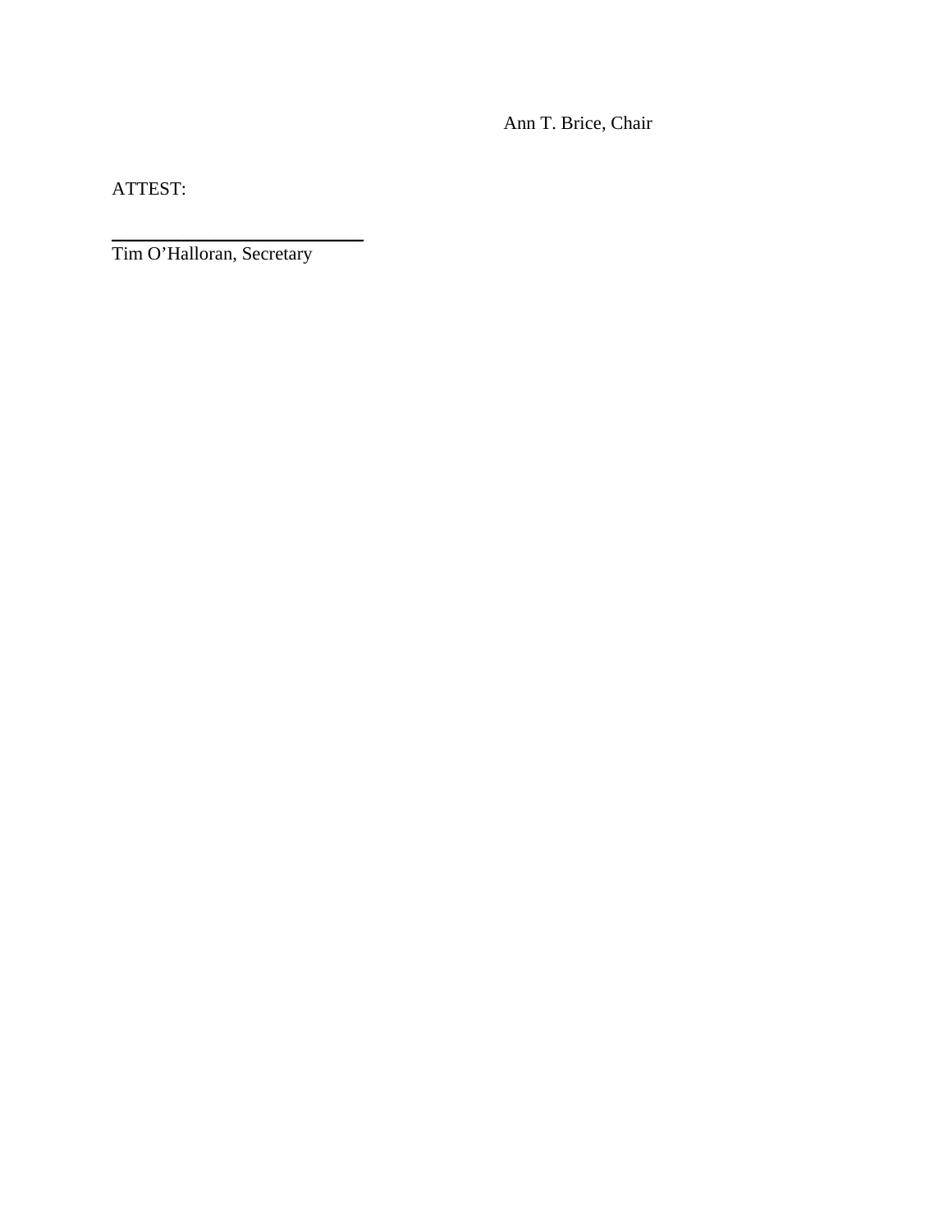Ann T. Brice, Chair

ATTEST:

\_\_\_\_\_\_\_\_\_\_\_\_\_\_\_\_\_\_\_\_\_\_\_\_\_\_\_\_

Tim O'Halloran, Secretary